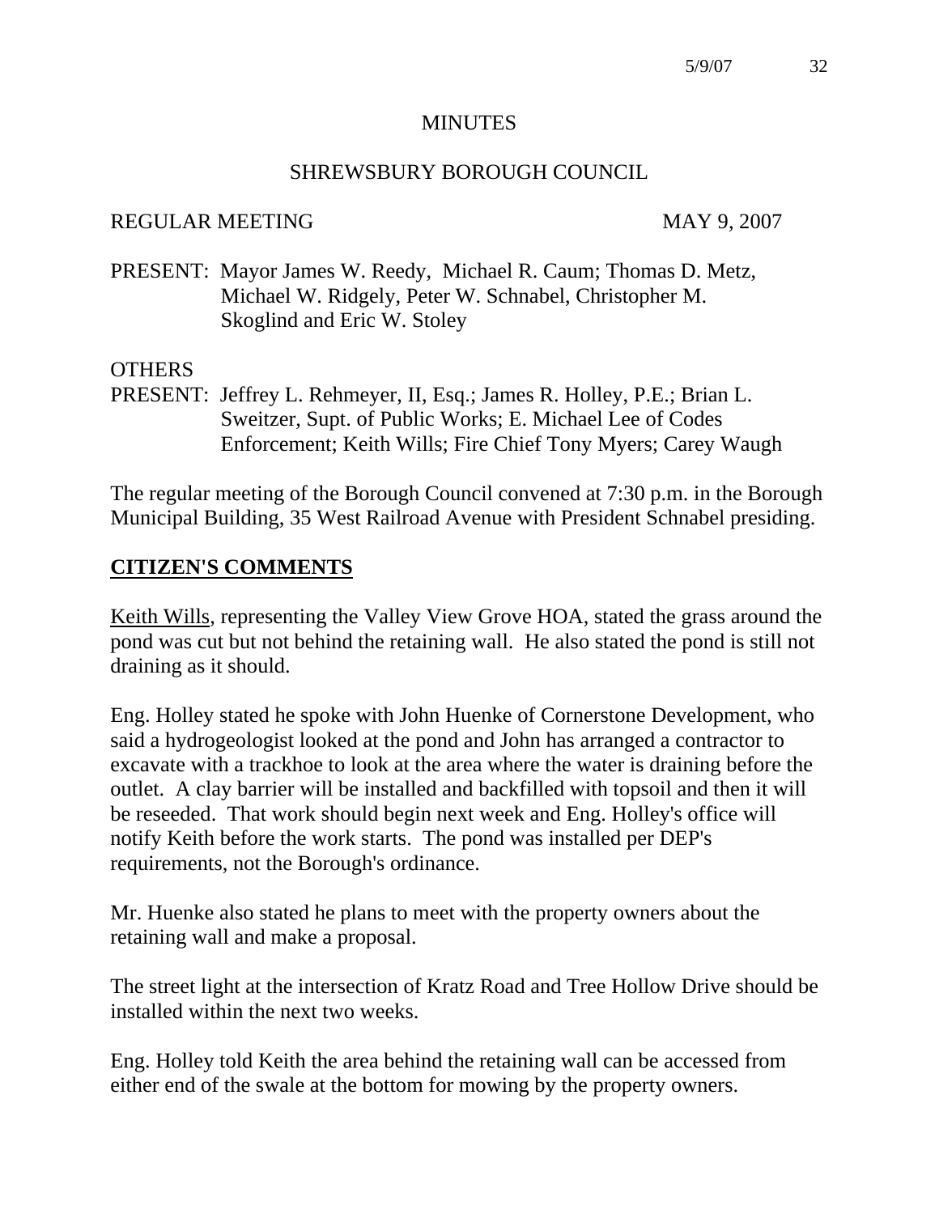# MINUTES

## SHREWSBURY BOROUGH COUNCIL

REGULAR MEETING MAY 9, 2007

PRESENT: Mayor James W. Reedy, Michael R. Caum; Thomas D. Metz, Michael W. Ridgely, Peter W. Schnabel, Christopher M. Skoglind and Eric W. Stoley

OTHERS PRESENT: Jeffrey L. Rehmeyer, II, Esq.; James R. Holley, P.E.; Brian L. Sweitzer, Supt. of Public Works; E. Michael Lee of Codes Enforcement; Keith Wills; Fire Chief Tony Myers; Carey Waugh

The regular meeting of the Borough Council convened at 7:30 p.m. in the Borough Municipal Building, 35 West Railroad Avenue with President Schnabel presiding.

## CITIZEN'S COMMENTS

Keith Wills, representing the Valley View Grove HOA, stated the grass around the pond was cut but not behind the retaining wall. He also stated the pond is still not draining as it should.

Eng. Holley stated he spoke with John Huenke of Cornerstone Development, who said a hydrogeologist looked at the pond and John has arranged a contractor to excavate with a trackhoe to look at the area where the water is draining before the outlet. A clay barrier will be installed and backfilled with topsoil and then it will be reseeded. That work should begin next week and Eng. Holley's office will notify Keith before the work starts. The pond was installed per DEP's requirements, not the Borough's ordinance.

Mr. Huenke also stated he plans to meet with the property owners about the retaining wall and make a proposal.

The street light at the intersection of Kratz Road and Tree Hollow Drive should be installed within the next two weeks.

Eng. Holley told Keith the area behind the retaining wall can be accessed from either end of the swale at the bottom for mowing by the property owners.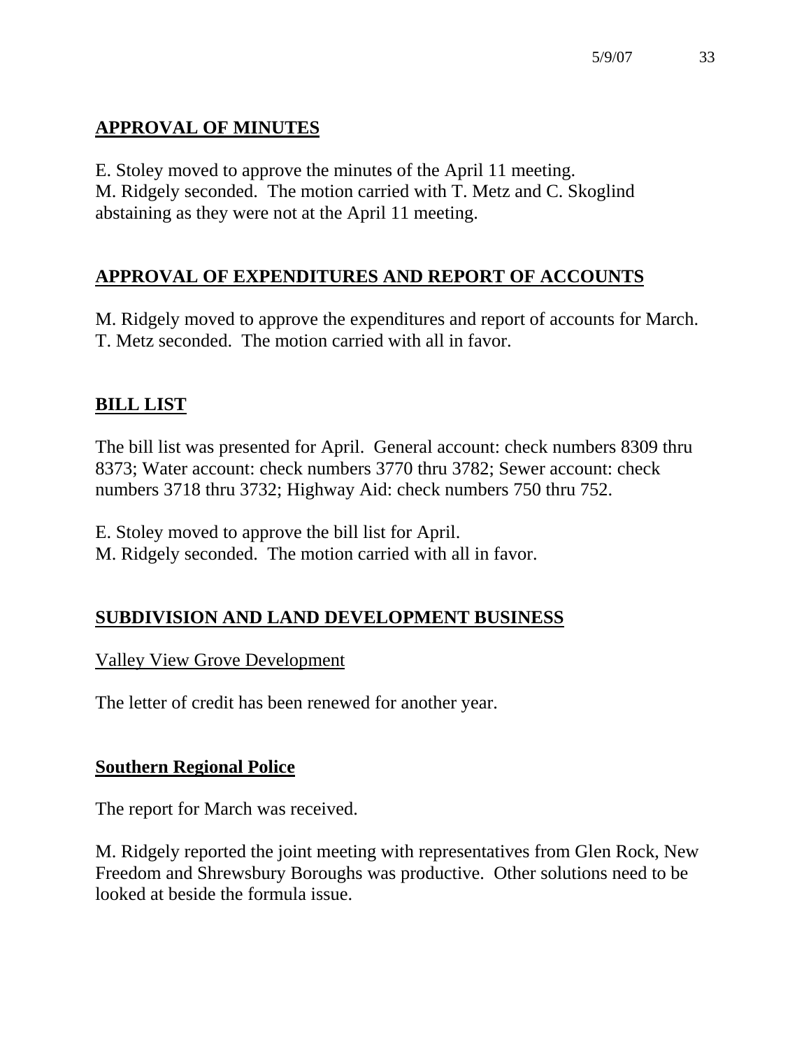## APPROVAL OF MINUTES

E. Stoley moved to approve the minutes of the April 11 meeting. M. Ridgely seconded. The motion carried with T. Metz and C. Skoglind abstaining as they were not at the April 11 meeting.

## APPROVAL OF EXPENDITURES AND REPORT OF ACCOUNTS

M. Ridgely moved to approve the expenditures and report of accounts for March. T. Metz seconded. The motion carried with all in favor.

## BILL LIST

The bill list was presented for April. General account: check numbers 8309 thru 8373; Water account: check numbers 3770 thru 3782; Sewer account: check numbers 3718 thru 3732; Highway Aid: check numbers 750 thru 752.

E. Stoley moved to approve the bill list for April. M. Ridgely seconded. The motion carried with all in favor.

## SUBDIVISION AND LAND DEVELOPMENT BUSINESS

### Valley View Grove Development

The letter of credit has been renewed for another year.

## Southern Regional Police

The report for March was received.

M. Ridgely reported the joint meeting with representatives from Glen Rock, New Freedom and Shrewsbury Boroughs was productive. Other solutions need to be looked at beside the formula issue.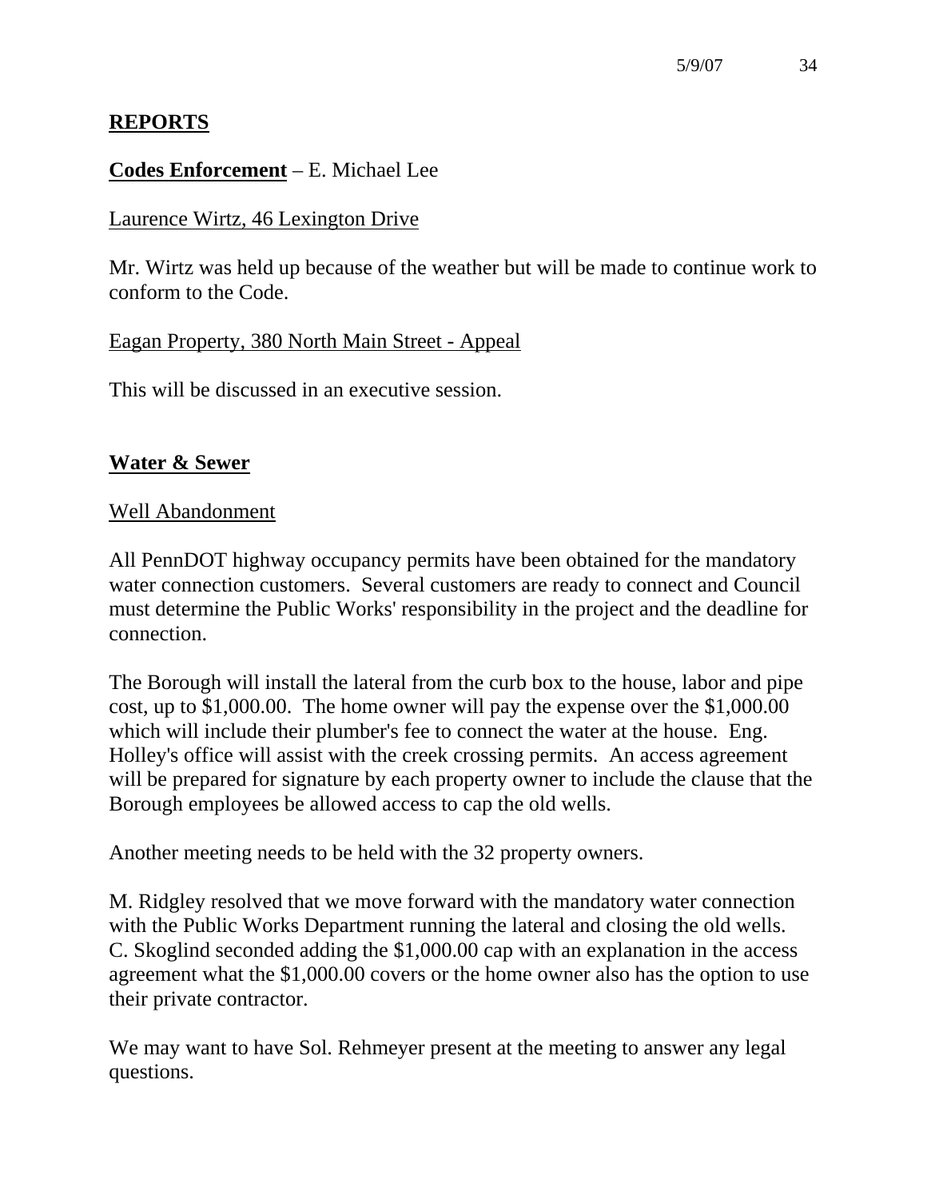**REPORTS**

**Codes Enforcement** – E. Michael Lee

Laurence Wirtz, 46 Lexington Drive

Mr. Wirtz was held up because of the weather but will be made to continue work to conform to the Code.

Eagan Property, 380 North Main Street - Appeal

This will be discussed in an executive session.

**Water & Sewer**

Well Abandonment

All PennDOT highway occupancy permits have been obtained for the mandatory water connection customers. Several customers are ready to connect and Council must determine the Public Works' responsibility in the project and the deadline for connection.

The Borough will install the lateral from the curb box to the house, labor and pipe cost, up to $1,000.00. The home owner will pay the expense over the $1,000.00 which will include their plumber's fee to connect the water at the house. Eng. Holley's office will assist with the creek crossing permits. An access agreement will be prepared for signature by each property owner to include the clause that the Borough employees be allowed access to cap the old wells.

Another meeting needs to be held with the 32 property owners.

M. Ridgley resolved that we move forward with the mandatory water connection with the Public Works Department running the lateral and closing the old wells. C. Skoglind seconded adding the $1,000.00 cap with an explanation in the access agreement what the $1,000.00 covers or the home owner also has the option to use their private contractor.

We may want to have Sol. Rehmeyer present at the meeting to answer any legal questions.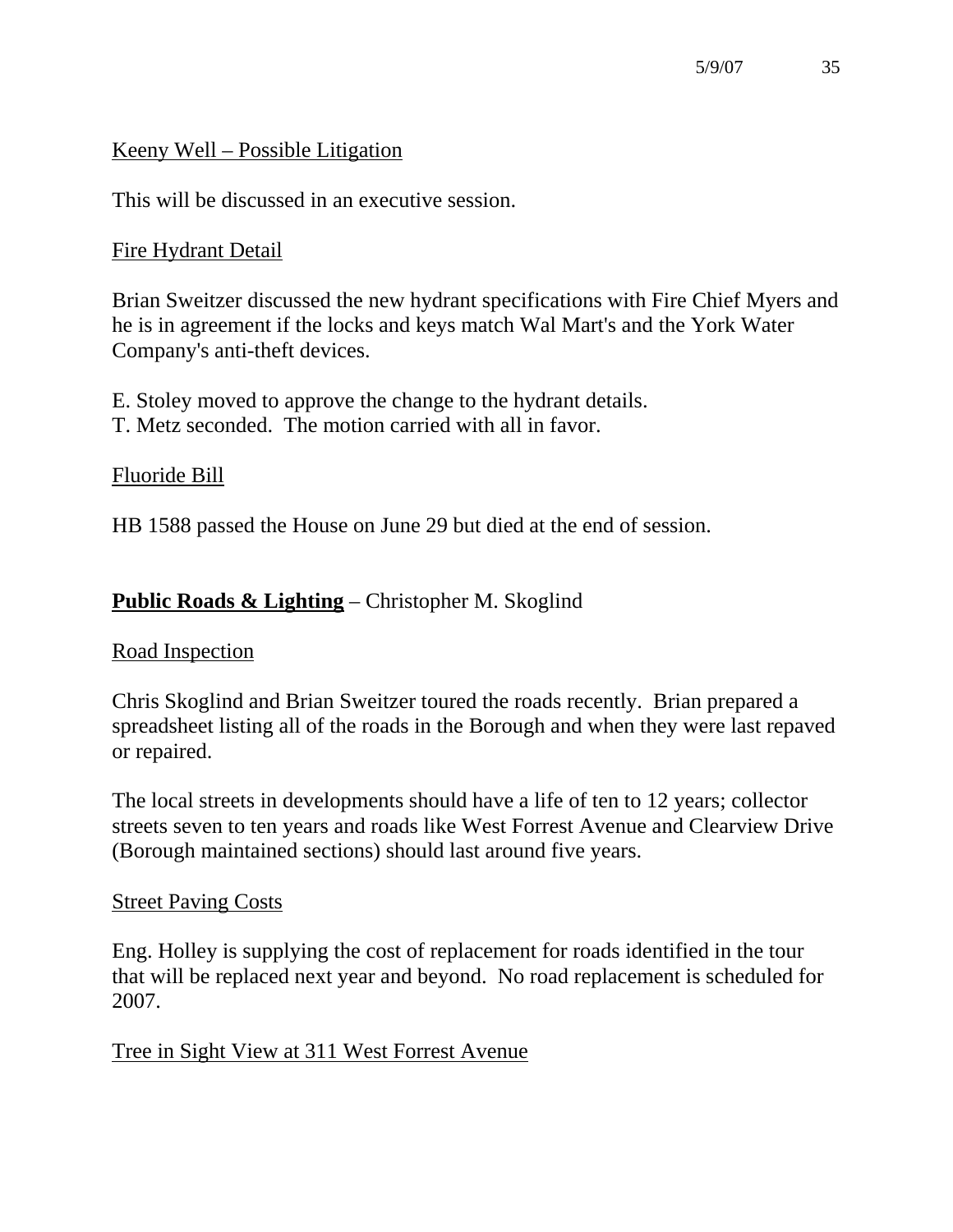Keeny Well – Possible Litigation

This will be discussed in an executive session.

Fire Hydrant Detail

Brian Sweitzer discussed the new hydrant specifications with Fire Chief Myers and he is in agreement if the locks and keys match Wal Mart's and the York Water Company's anti-theft devices.

E. Stoley moved to approve the change to the hydrant details.
T. Metz seconded. The motion carried with all in favor.

Fluoride Bill

HB 1588 passed the House on June 29 but died at the end of session.

**Public Roads & Lighting** – Christopher M. Skoglind

Road Inspection

Chris Skoglind and Brian Sweitzer toured the roads recently. Brian prepared a spreadsheet listing all of the roads in the Borough and when they were last repaved or repaired.

The local streets in developments should have a life of ten to 12 years; collector streets seven to ten years and roads like West Forrest Avenue and Clearview Drive (Borough maintained sections) should last around five years.

Street Paving Costs

Eng. Holley is supplying the cost of replacement for roads identified in the tour that will be replaced next year and beyond. No road replacement is scheduled for 2007.

Tree in Sight View at 311 West Forrest Avenue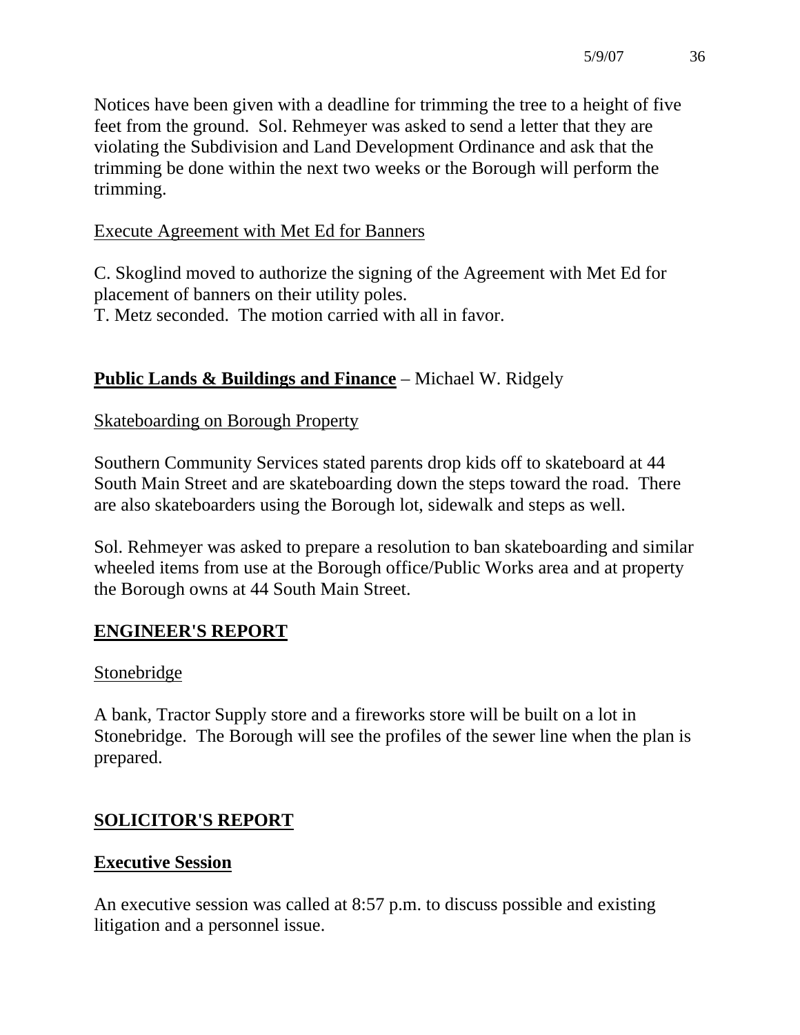Notices have been given with a deadline for trimming the tree to a height of five feet from the ground. Sol. Rehmeyer was asked to send a letter that they are violating the Subdivision and Land Development Ordinance and ask that the trimming be done within the next two weeks or the Borough will perform the trimming.

<u>Execute Agreement with Met Ed for Banners</u>

C. Skoglind moved to authorize the signing of the Agreement with Met Ed for placement of banners on their utility poles.
T. Metz seconded. The motion carried with all in favor.

## **<u>Public Lands & Buildings and Finance</u>** – Michael W. Ridgely

<u>Skateboarding on Borough Property</u>

Southern Community Services stated parents drop kids off to skateboard at 44 South Main Street and are skateboarding down the steps toward the road. There are also skateboarders using the Borough lot, sidewalk and steps as well.

Sol. Rehmeyer was asked to prepare a resolution to ban skateboarding and similar wheeled items from use at the Borough office/Public Works area and at property the Borough owns at 44 South Main Street.

## **<u>ENGINEER'S REPORT</u>**

<u>Stonebridge</u>

A bank, Tractor Supply store and a fireworks store will be built on a lot in Stonebridge. The Borough will see the profiles of the sewer line when the plan is prepared.

## **<u>SOLICITOR'S REPORT</u>**

### **<u>Executive Session</u>**

An executive session was called at 8:57 p.m. to discuss possible and existing litigation and a personnel issue.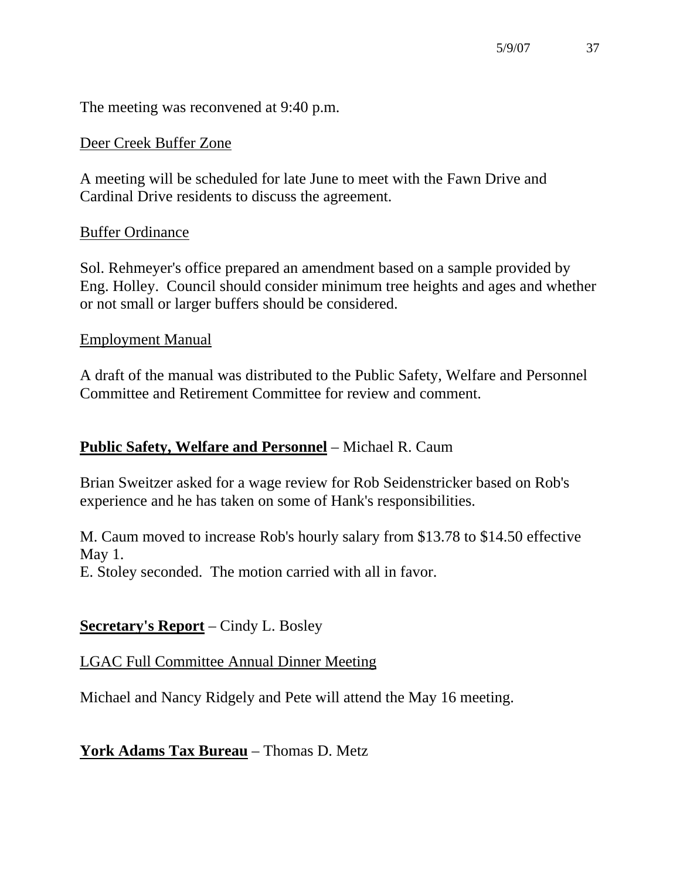The meeting was reconvened at 9:40 p.m.

Deer Creek Buffer Zone

A meeting will be scheduled for late June to meet with the Fawn Drive and Cardinal Drive residents to discuss the agreement.

Buffer Ordinance

Sol. Rehmeyer's office prepared an amendment based on a sample provided by Eng. Holley. Council should consider minimum tree heights and ages and whether or not small or larger buffers should be considered.

Employment Manual

A draft of the manual was distributed to the Public Safety, Welfare and Personnel Committee and Retirement Committee for review and comment.

## **Public Safety, Welfare and Personnel** – Michael R. Caum

Brian Sweitzer asked for a wage review for Rob Seidenstricker based on Rob's experience and he has taken on some of Hank's responsibilities.

M. Caum moved to increase Rob's hourly salary from $13.78 to $14.50 effective May 1.
E. Stoley seconded. The motion carried with all in favor.

## **Secretary's Report** – Cindy L. Bosley

LGAC Full Committee Annual Dinner Meeting

Michael and Nancy Ridgely and Pete will attend the May 16 meeting.

## **York Adams Tax Bureau** – Thomas D. Metz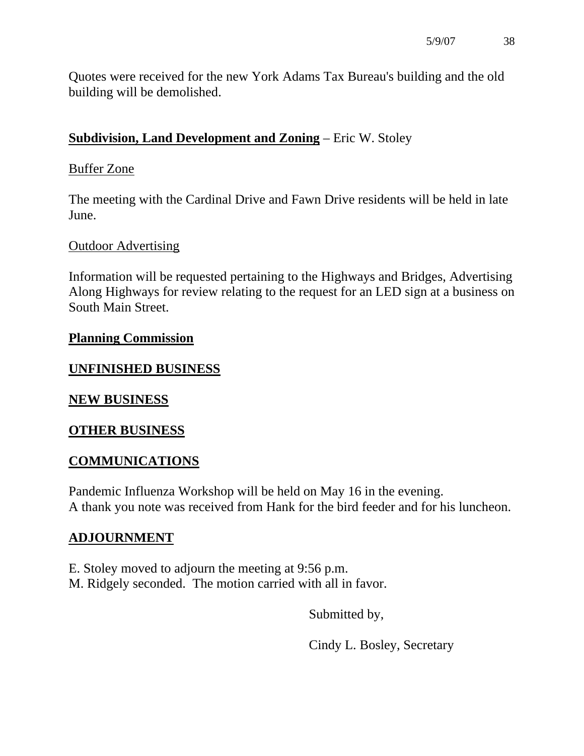Quotes were received for the new York Adams Tax Bureau's building and the old building will be demolished.

**Subdivision, Land Development and Zoning** – Eric W. Stoley

Buffer Zone

The meeting with the Cardinal Drive and Fawn Drive residents will be held in late June.

Outdoor Advertising

Information will be requested pertaining to the Highways and Bridges, Advertising Along Highways for review relating to the request for an LED sign at a business on South Main Street.

**Planning Commission**

**UNFINISHED BUSINESS**

**NEW BUSINESS**

**OTHER BUSINESS**

**COMMUNICATIONS**

Pandemic Influenza Workshop will be held on May 16 in the evening.
A thank you note was received from Hank for the bird feeder and for his luncheon.

**ADJOURNMENT**

E. Stoley moved to adjourn the meeting at 9:56 p.m.
M. Ridgely seconded. The motion carried with all in favor.

Submitted by,

Cindy L. Bosley, Secretary